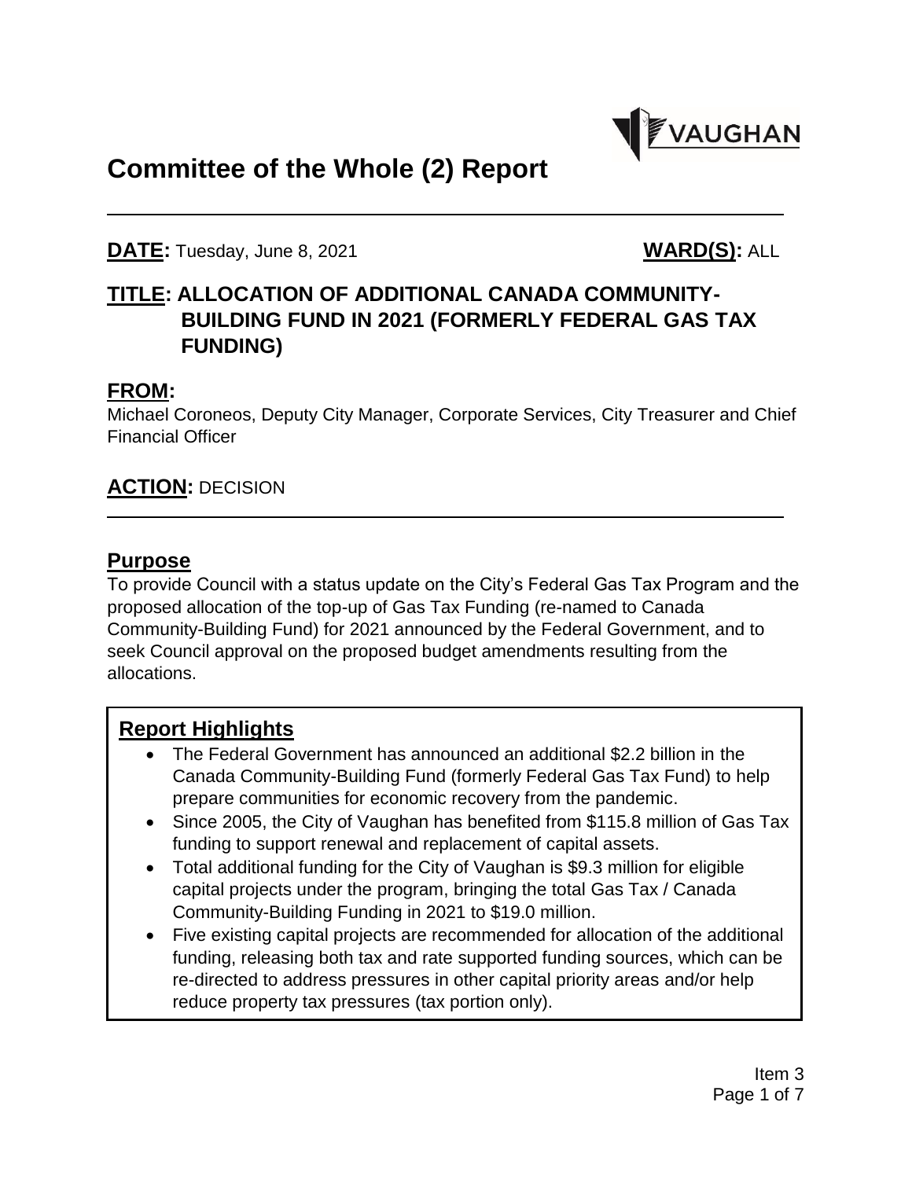# Committee of the Whole (2) Report

**DATE:** Tuesday, June 8, 2021 **WARD(S):** ALL

## TITLE: ALLOCATION OF ADDITIONAL CANADA COMMUNITY-BUILDING FUND IN 2021 (FORMERLY FEDERAL GAS TAX FUNDING)

## FROM:

Michael Coroneos, Deputy City Manager, Corporate Services, City Treasurer and Chief Financial Officer

## ACTION: DECISION

## Purpose

To provide Council with a status update on the City's Federal Gas Tax Program and the proposed allocation of the top-up of Gas Tax Funding (re-named to Canada Community-Building Fund) for 2021 announced by the Federal Government, and to seek Council approval on the proposed budget amendments resulting from the allocations.

## Report Highlights

- The Federal Government has announced an additional $2.2 billion in the Canada Community-Building Fund (formerly Federal Gas Tax Fund) to help prepare communities for economic recovery from the pandemic.
- Since 2005, the City of Vaughan has benefited from $115.8 million of Gas Tax funding to support renewal and replacement of capital assets.
- Total additional funding for the City of Vaughan is $9.3 million for eligible capital projects under the program, bringing the total Gas Tax / Canada Community-Building Funding in 2021 to $19.0 million.
- Five existing capital projects are recommended for allocation of the additional funding, releasing both tax and rate supported funding sources, which can be re-directed to address pressures in other capital priority areas and/or help reduce property tax pressures (tax portion only).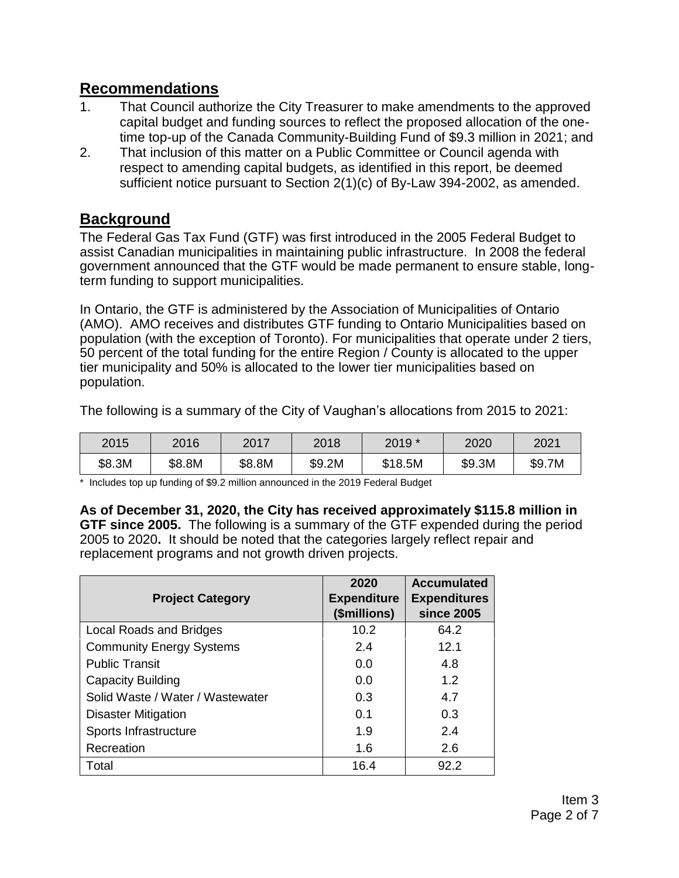## Recommendations

1. That Council authorize the City Treasurer to make amendments to the approved capital budget and funding sources to reflect the proposed allocation of the one-time top-up of the Canada Community-Building Fund of $9.3 million in 2021; and
2. That inclusion of this matter on a Public Committee or Council agenda with respect to amending capital budgets, as identified in this report, be deemed sufficient notice pursuant to Section 2(1)(c) of By-Law 394-2002, as amended.

## Background

The Federal Gas Tax Fund (GTF) was first introduced in the 2005 Federal Budget to assist Canadian municipalities in maintaining public infrastructure. In 2008 the federal government announced that the GTF would be made permanent to ensure stable, long-term funding to support municipalities.

In Ontario, the GTF is administered by the Association of Municipalities of Ontario (AMO). AMO receives and distributes GTF funding to Ontario Municipalities based on population (with the exception of Toronto). For municipalities that operate under 2 tiers, 50 percent of the total funding for the entire Region / County is allocated to the upper tier municipality and 50% is allocated to the lower tier municipalities based on population.

The following is a summary of the City of Vaughan's allocations from 2015 to 2021:

| 2015 | 2016 | 2017 | 2018 | 2019 * | 2020 | 2021 |
|---|---|---|---|---|---|---|
| $8.3M | $8.8M | $8.8M | $9.2M | $18.5M | $9.3M | $9.7M |

\* Includes top up funding of $9.2 million announced in the 2019 Federal Budget

**As of December 31, 2020, the City has received approximately $115.8 million in GTF since 2005.** The following is a summary of the GTF expended during the period 2005 to 2020**.** It should be noted that the categories largely reflect repair and replacement programs and not growth driven projects.

| Project Category | 2020 Expenditure ($millions) | Accumulated Expenditures since 2005 |
|---|---|---|
| Local Roads and Bridges | 10.2 | 64.2 |
| Community Energy Systems | 2.4 | 12.1 |
| Public Transit | 0.0 | 4.8 |
| Capacity Building | 0.0 | 1.2 |
| Solid Waste / Water / Wastewater | 0.3 | 4.7 |
| Disaster Mitigation | 0.1 | 0.3 |
| Sports Infrastructure | 1.9 | 2.4 |
| Recreation | 1.6 | 2.6 |
| Total | 16.4 | 92.2 |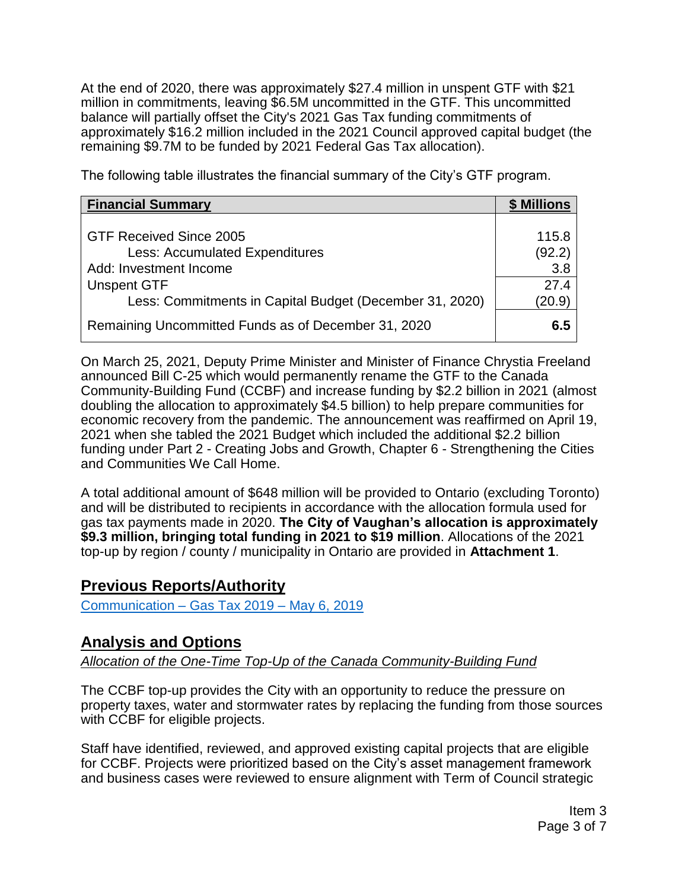At the end of 2020, there was approximately $27.4 million in unspent GTF with $21 million in commitments, leaving $6.5M uncommitted in the GTF. This uncommitted balance will partially offset the City's 2021 Gas Tax funding commitments of approximately $16.2 million included in the 2021 Council approved capital budget (the remaining $9.7M to be funded by 2021 Federal Gas Tax allocation).

The following table illustrates the financial summary of the City's GTF program.

| **Financial Summary** | **$ Millions** |
|---|---|
| GTF Received Since 2005 | 115.8 |
| Less: Accumulated Expenditures | (92.2) |
| Add: Investment Income | 3.8 |
| Unspent GTF | 27.4 |
| Less: Commitments in Capital Budget (December 31, 2020) | (20.9) |
| Remaining Uncommitted Funds as of December 31, 2020 | **6.5** |

On March 25, 2021, Deputy Prime Minister and Minister of Finance Chrystia Freeland announced Bill C-25 which would permanently rename the GTF to the Canada Community-Building Fund (CCBF) and increase funding by $2.2 billion in 2021 (almost doubling the allocation to approximately $4.5 billion) to help prepare communities for economic recovery from the pandemic. The announcement was reaffirmed on April 19, 2021 when she tabled the 2021 Budget which included the additional $2.2 billion funding under Part 2 - Creating Jobs and Growth, Chapter 6 - Strengthening the Cities and Communities We Call Home.

A total additional amount of $648 million will be provided to Ontario (excluding Toronto) and will be distributed to recipients in accordance with the allocation formula used for gas tax payments made in 2020. **The City of Vaughan's allocation is approximately $9.3 million, bringing total funding in 2021 to $19 million**. Allocations of the 2021 top-up by region / county / municipality in Ontario are provided in **Attachment 1**.

## Previous Reports/Authority

Communication – Gas Tax 2019 – May 6, 2019

## Analysis and Options

*Allocation of the One-Time Top-Up of the Canada Community-Building Fund*

The CCBF top-up provides the City with an opportunity to reduce the pressure on property taxes, water and stormwater rates by replacing the funding from those sources with CCBF for eligible projects.

Staff have identified, reviewed, and approved existing capital projects that are eligible for CCBF. Projects were prioritized based on the City's asset management framework and business cases were reviewed to ensure alignment with Term of Council strategic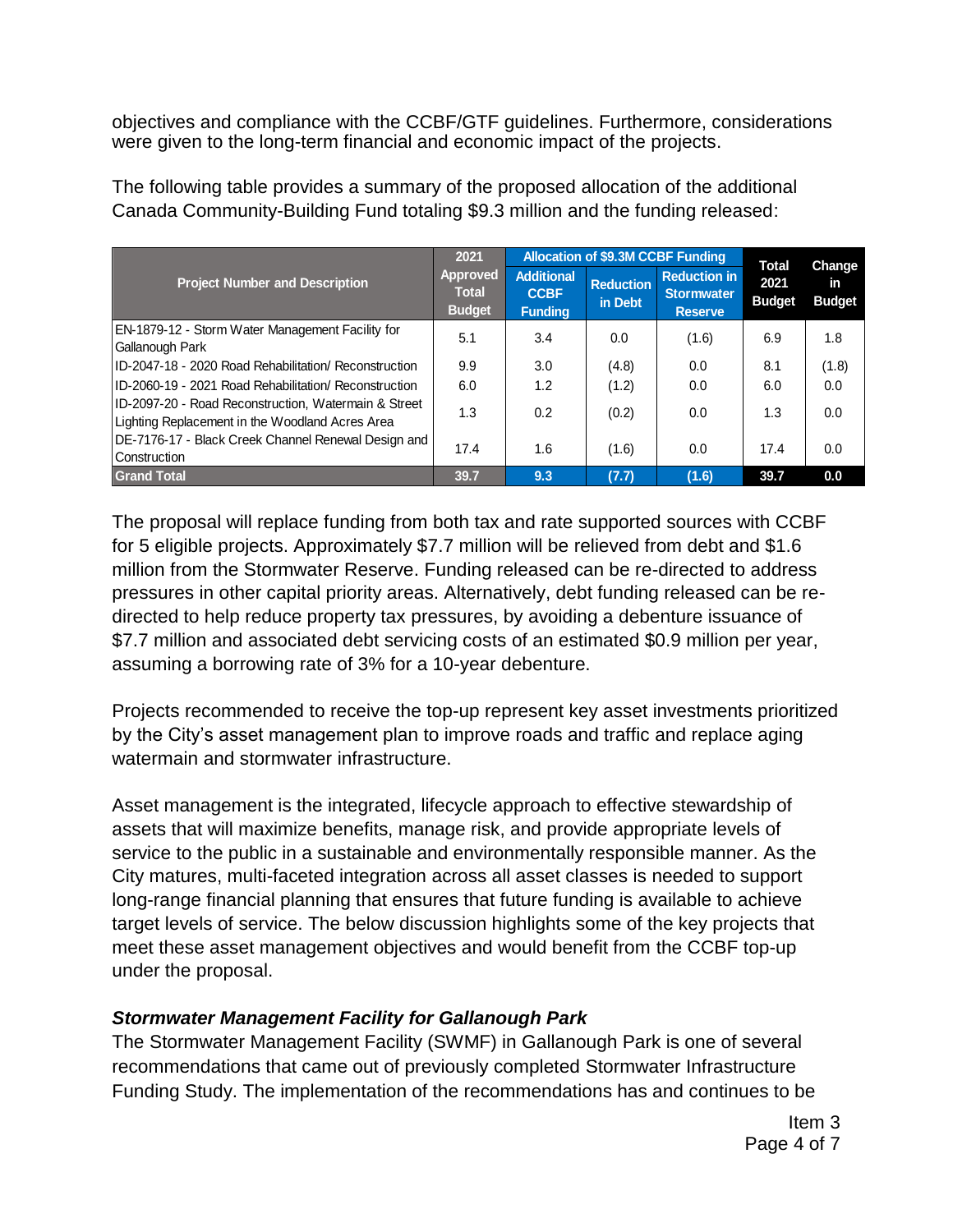objectives and compliance with the CCBF/GTF guidelines. Furthermore, considerations were given to the long-term financial and economic impact of the projects.

The following table provides a summary of the proposed allocation of the additional Canada Community-Building Fund totaling $9.3 million and the funding released:

| Project Number and Description | 2021 Approved Total Budget | Allocation of $9.3M CCBF Funding | | | Total 2021 Budget | Change in Budget |
|---|---|---|---|---|---|---|
| | | Additional CCBF Funding | Reduction in Debt | Reduction in Stormwater Reserve | | |
| EN-1879-12 - Storm Water Management Facility for Gallanough Park | 5.1 | 3.4 | 0.0 | (1.6) | 6.9 | 1.8 |
| ID-2047-18 - 2020 Road Rehabilitation/ Reconstruction | 9.9 | 3.0 | (4.8) | 0.0 | 8.1 | (1.8) |
| ID-2060-19 - 2021 Road Rehabilitation/ Reconstruction | 6.0 | 1.2 | (1.2) | 0.0 | 6.0 | 0.0 |
| ID-2097-20 - Road Reconstruction, Watermain & Street Lighting Replacement in the Woodland Acres Area | 1.3 | 0.2 | (0.2) | 0.0 | 1.3 | 0.0 |
| DE-7176-17 - Black Creek Channel Renewal Design and Construction | 17.4 | 1.6 | (1.6) | 0.0 | 17.4 | 0.0 |
| **Grand Total** | **39.7** | **9.3** | **(7.7)** | **(1.6)** | **39.7** | **0.0** |

The proposal will replace funding from both tax and rate supported sources with CCBF for 5 eligible projects. Approximately $7.7 million will be relieved from debt and $1.6 million from the Stormwater Reserve. Funding released can be re-directed to address pressures in other capital priority areas. Alternatively, debt funding released can be re-directed to help reduce property tax pressures, by avoiding a debenture issuance of $7.7 million and associated debt servicing costs of an estimated $0.9 million per year, assuming a borrowing rate of 3% for a 10-year debenture.

Projects recommended to receive the top-up represent key asset investments prioritized by the City's asset management plan to improve roads and traffic and replace aging watermain and stormwater infrastructure.

Asset management is the integrated, lifecycle approach to effective stewardship of assets that will maximize benefits, manage risk, and provide appropriate levels of service to the public in a sustainable and environmentally responsible manner. As the City matures, multi-faceted integration across all asset classes is needed to support long-range financial planning that ensures that future funding is available to achieve target levels of service. The below discussion highlights some of the key projects that meet these asset management objectives and would benefit from the CCBF top-up under the proposal.

***Stormwater Management Facility for Gallanough Park***

The Stormwater Management Facility (SWMF) in Gallanough Park is one of several recommendations that came out of previously completed Stormwater Infrastructure Funding Study. The implementation of the recommendations has and continues to be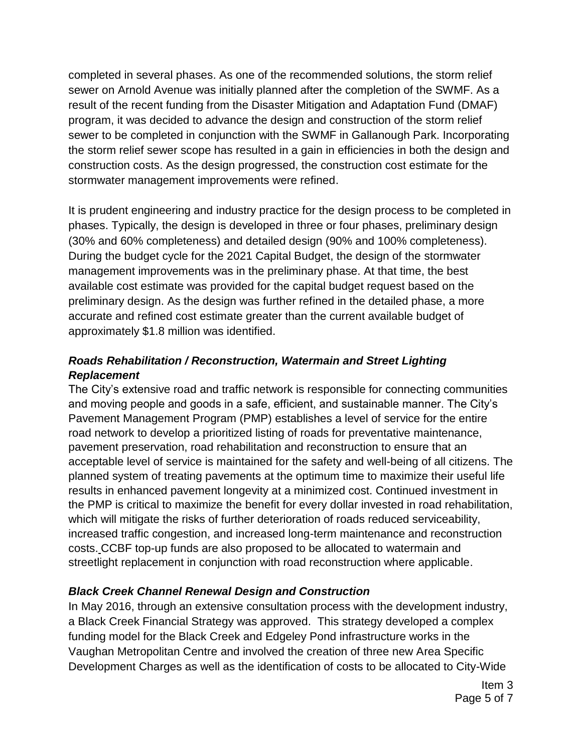completed in several phases. As one of the recommended solutions, the storm relief sewer on Arnold Avenue was initially planned after the completion of the SWMF. As a result of the recent funding from the Disaster Mitigation and Adaptation Fund (DMAF) program, it was decided to advance the design and construction of the storm relief sewer to be completed in conjunction with the SWMF in Gallanough Park. Incorporating the storm relief sewer scope has resulted in a gain in efficiencies in both the design and construction costs. As the design progressed, the construction cost estimate for the stormwater management improvements were refined.

It is prudent engineering and industry practice for the design process to be completed in phases. Typically, the design is developed in three or four phases, preliminary design (30% and 60% completeness) and detailed design (90% and 100% completeness). During the budget cycle for the 2021 Capital Budget, the design of the stormwater management improvements was in the preliminary phase. At that time, the best available cost estimate was provided for the capital budget request based on the preliminary design. As the design was further refined in the detailed phase, a more accurate and refined cost estimate greater than the current available budget of approximately $1.8 million was identified.

### *Roads Rehabilitation / Reconstruction, Watermain and Street Lighting Replacement*

The City's extensive road and traffic network is responsible for connecting communities and moving people and goods in a safe, efficient, and sustainable manner. The City's Pavement Management Program (PMP) establishes a level of service for the entire road network to develop a prioritized listing of roads for preventative maintenance, pavement preservation, road rehabilitation and reconstruction to ensure that an acceptable level of service is maintained for the safety and well-being of all citizens. The planned system of treating pavements at the optimum time to maximize their useful life results in enhanced pavement longevity at a minimized cost. Continued investment in the PMP is critical to maximize the benefit for every dollar invested in road rehabilitation, which will mitigate the risks of further deterioration of roads reduced serviceability, increased traffic congestion, and increased long-term maintenance and reconstruction costs. CCBF top-up funds are also proposed to be allocated to watermain and streetlight replacement in conjunction with road reconstruction where applicable.

### *Black Creek Channel Renewal Design and Construction*

In May 2016, through an extensive consultation process with the development industry, a Black Creek Financial Strategy was approved. This strategy developed a complex funding model for the Black Creek and Edgeley Pond infrastructure works in the Vaughan Metropolitan Centre and involved the creation of three new Area Specific Development Charges as well as the identification of costs to be allocated to City-Wide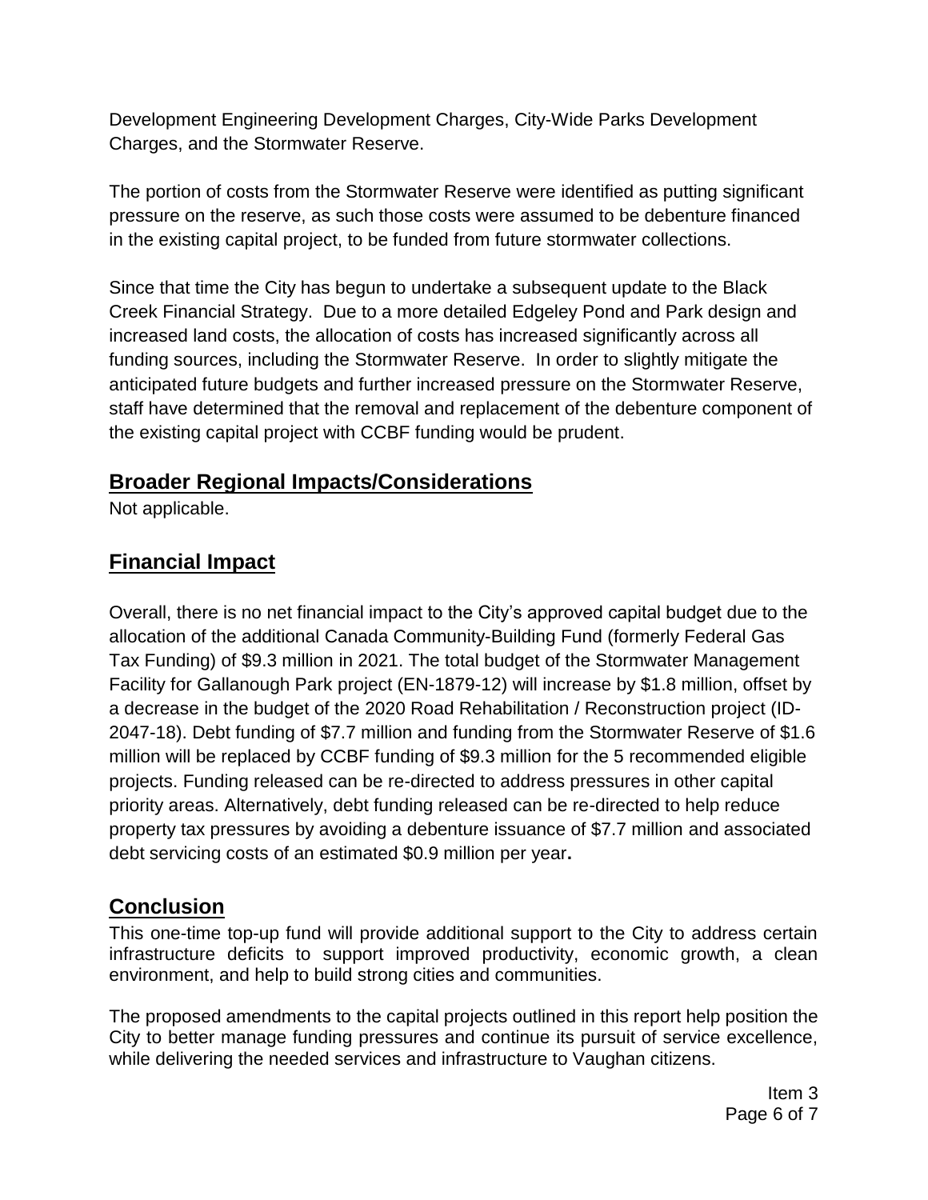Development Engineering Development Charges, City-Wide Parks Development Charges, and the Stormwater Reserve.

The portion of costs from the Stormwater Reserve were identified as putting significant pressure on the reserve, as such those costs were assumed to be debenture financed in the existing capital project, to be funded from future stormwater collections.

Since that time the City has begun to undertake a subsequent update to the Black Creek Financial Strategy. Due to a more detailed Edgeley Pond and Park design and increased land costs, the allocation of costs has increased significantly across all funding sources, including the Stormwater Reserve. In order to slightly mitigate the anticipated future budgets and further increased pressure on the Stormwater Reserve, staff have determined that the removal and replacement of the debenture component of the existing capital project with CCBF funding would be prudent.

## Broader Regional Impacts/Considerations

Not applicable.

## Financial Impact

Overall, there is no net financial impact to the City's approved capital budget due to the allocation of the additional Canada Community-Building Fund (formerly Federal Gas Tax Funding) of $9.3 million in 2021. The total budget of the Stormwater Management Facility for Gallanough Park project (EN-1879-12) will increase by $1.8 million, offset by a decrease in the budget of the 2020 Road Rehabilitation / Reconstruction project (ID-2047-18). Debt funding of $7.7 million and funding from the Stormwater Reserve of $1.6 million will be replaced by CCBF funding of $9.3 million for the 5 recommended eligible projects. Funding released can be re-directed to address pressures in other capital priority areas. Alternatively, debt funding released can be re-directed to help reduce property tax pressures by avoiding a debenture issuance of $7.7 million and associated debt servicing costs of an estimated $0.9 million per year**.**

## Conclusion

This one-time top-up fund will provide additional support to the City to address certain infrastructure deficits to support improved productivity, economic growth, a clean environment, and help to build strong cities and communities.

The proposed amendments to the capital projects outlined in this report help position the City to better manage funding pressures and continue its pursuit of service excellence, while delivering the needed services and infrastructure to Vaughan citizens.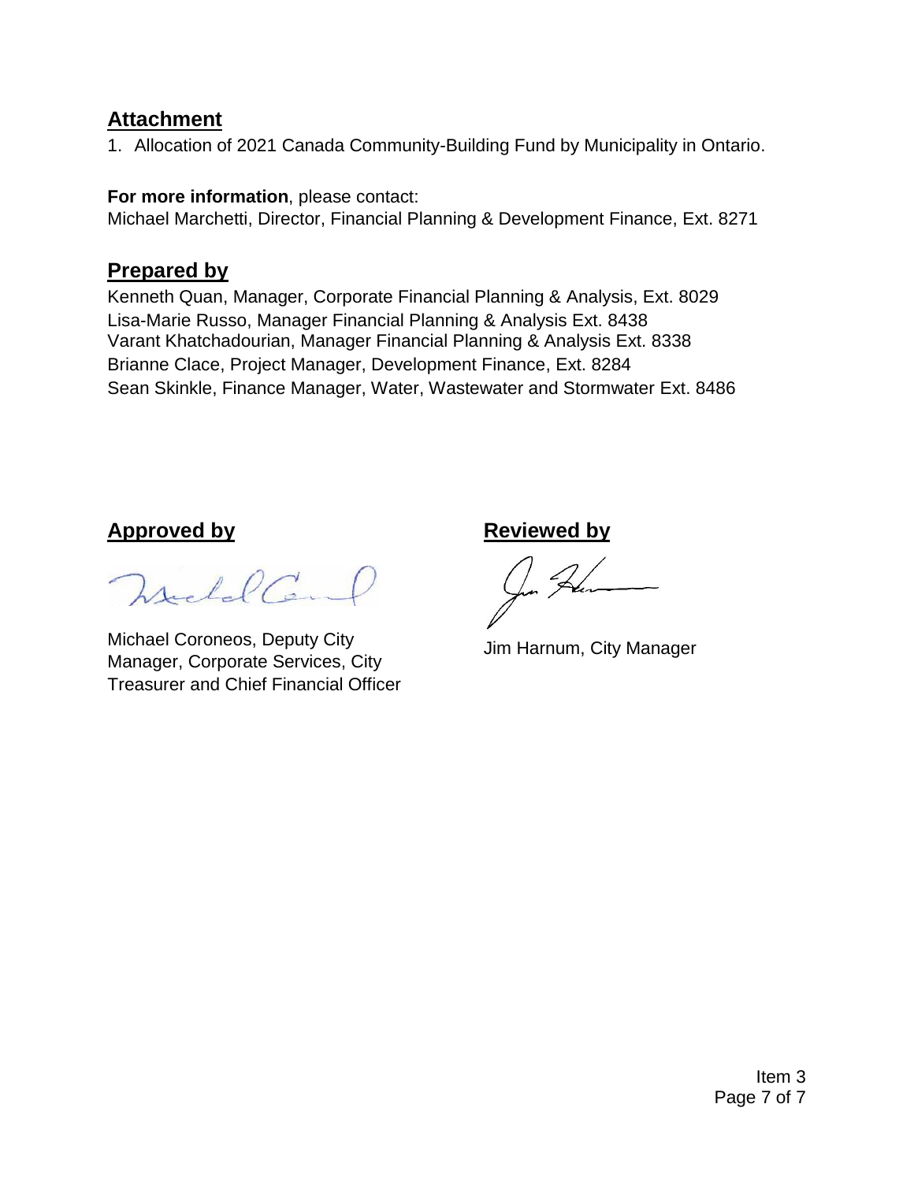## Attachment

1. Allocation of 2021 Canada Community-Building Fund by Municipality in Ontario.

**For more information**, please contact:
Michael Marchetti, Director, Financial Planning & Development Finance, Ext. 8271

## Prepared by

Kenneth Quan, Manager, Corporate Financial Planning & Analysis, Ext. 8029
Lisa-Marie Russo, Manager Financial Planning & Analysis Ext. 8438
Varant Khatchadourian, Manager Financial Planning & Analysis Ext. 8338
Brianne Clace, Project Manager, Development Finance, Ext. 8284
Sean Skinkle, Finance Manager, Water, Wastewater and Stormwater Ext. 8486

## Approved by

Michael Coroneos, Deputy City Manager, Corporate Services, City Treasurer and Chief Financial Officer

## Reviewed by

Jim Harnum, City Manager